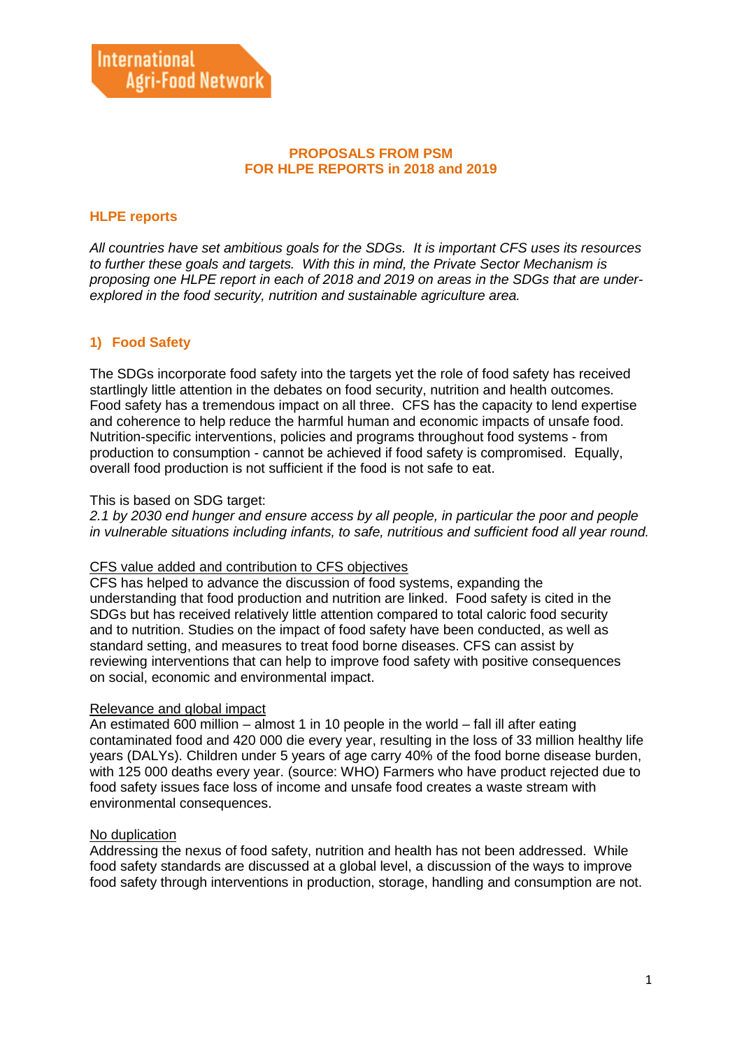International Agri-Food Network

# PROPOSALS FROM PSM FOR HLPE REPORTS in 2018 and 2019

## HLPE reports

*All countries have set ambitious goals for the SDGs. It is important CFS uses its resources to further these goals and targets. With this in mind, the Private Sector Mechanism is proposing one HLPE report in each of 2018 and 2019 on areas in the SDGs that are under-explored in the food security, nutrition and sustainable agriculture area.*

## 1) Food Safety

The SDGs incorporate food safety into the targets yet the role of food safety has received startlingly little attention in the debates on food security, nutrition and health outcomes. Food safety has a tremendous impact on all three. CFS has the capacity to lend expertise and coherence to help reduce the harmful human and economic impacts of unsafe food. Nutrition-specific interventions, policies and programs throughout food systems - from production to consumption - cannot be achieved if food safety is compromised. Equally, overall food production is not sufficient if the food is not safe to eat.

This is based on SDG target:
*2.1 by 2030 end hunger and ensure access by all people, in particular the poor and people in vulnerable situations including infants, to safe, nutritious and sufficient food all year round.*

<u>CFS value added and contribution to CFS objectives</u>
CFS has helped to advance the discussion of food systems, expanding the understanding that food production and nutrition are linked. Food safety is cited in the SDGs but has received relatively little attention compared to total caloric food security and to nutrition. Studies on the impact of food safety have been conducted, as well as standard setting, and measures to treat food borne diseases. CFS can assist by reviewing interventions that can help to improve food safety with positive consequences on social, economic and environmental impact.

<u>Relevance and global impact</u>
An estimated 600 million – almost 1 in 10 people in the world – fall ill after eating contaminated food and 420 000 die every year, resulting in the loss of 33 million healthy life years (DALYs). Children under 5 years of age carry 40% of the food borne disease burden, with 125 000 deaths every year. (source: WHO) Farmers who have product rejected due to food safety issues face loss of income and unsafe food creates a waste stream with environmental consequences.

<u>No duplication</u>
Addressing the nexus of food safety, nutrition and health has not been addressed. While food safety standards are discussed at a global level, a discussion of the ways to improve food safety through interventions in production, storage, handling and consumption are not.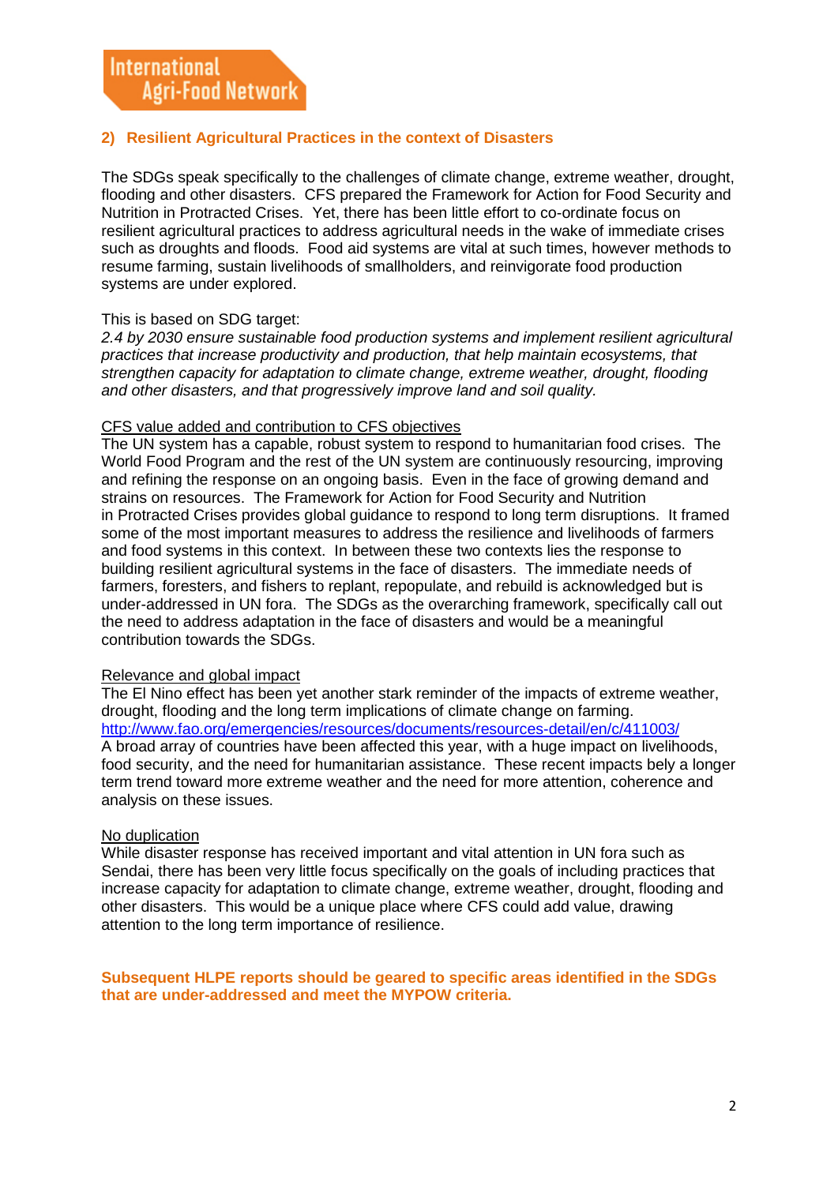International Agri-Food Network

## 2) Resilient Agricultural Practices in the context of Disasters

The SDGs speak specifically to the challenges of climate change, extreme weather, drought, flooding and other disasters. CFS prepared the Framework for Action for Food Security and Nutrition in Protracted Crises. Yet, there has been little effort to co-ordinate focus on resilient agricultural practices to address agricultural needs in the wake of immediate crises such as droughts and floods. Food aid systems are vital at such times, however methods to resume farming, sustain livelihoods of smallholders, and reinvigorate food production systems are under explored.

This is based on SDG target:
*2.4 by 2030 ensure sustainable food production systems and implement resilient agricultural practices that increase productivity and production, that help maintain ecosystems, that strengthen capacity for adaptation to climate change, extreme weather, drought, flooding and other disasters, and that progressively improve land and soil quality.*

CFS value added and contribution to CFS objectives
The UN system has a capable, robust system to respond to humanitarian food crises. The World Food Program and the rest of the UN system are continuously resourcing, improving and refining the response on an ongoing basis. Even in the face of growing demand and strains on resources. The Framework for Action for Food Security and Nutrition in Protracted Crises provides global guidance to respond to long term disruptions. It framed some of the most important measures to address the resilience and livelihoods of farmers and food systems in this context. In between these two contexts lies the response to building resilient agricultural systems in the face of disasters. The immediate needs of farmers, foresters, and fishers to replant, repopulate, and rebuild is acknowledged but is under-addressed in UN fora. The SDGs as the overarching framework, specifically call out the need to address adaptation in the face of disasters and would be a meaningful contribution towards the SDGs.

Relevance and global impact
The El Nino effect has been yet another stark reminder of the impacts of extreme weather, drought, flooding and the long term implications of climate change on farming.
http://www.fao.org/emergencies/resources/documents/resources-detail/en/c/411003/
A broad array of countries have been affected this year, with a huge impact on livelihoods, food security, and the need for humanitarian assistance. These recent impacts bely a longer term trend toward more extreme weather and the need for more attention, coherence and analysis on these issues.

No duplication
While disaster response has received important and vital attention in UN fora such as Sendai, there has been very little focus specifically on the goals of including practices that increase capacity for adaptation to climate change, extreme weather, drought, flooding and other disasters. This would be a unique place where CFS could add value, drawing attention to the long term importance of resilience.

**Subsequent HLPE reports should be geared to specific areas identified in the SDGs that are under-addressed and meet the MYPOW criteria.**